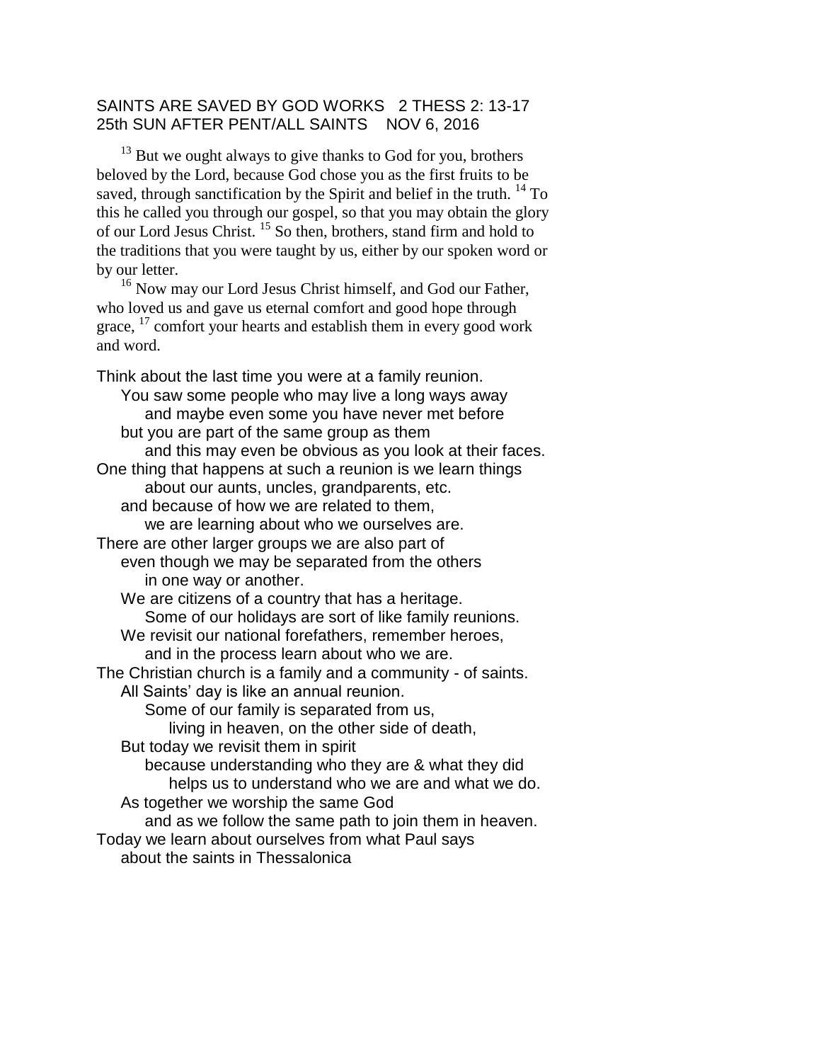SAINTS ARE SAVED BY GOD WORKS   2 THESS 2: 13-17
25th SUN AFTER PENT/ALL SAINTS   NOV 6, 2016

[13] But we ought always to give thanks to God for you, brothers beloved by the Lord, because God chose you as the first fruits to be saved, through sanctification by the Spirit and belief in the truth. [14] To this he called you through our gospel, so that you may obtain the glory of our Lord Jesus Christ. [15] So then, brothers, stand firm and hold to the traditions that you were taught by us, either by our spoken word or by our letter.

[16] Now may our Lord Jesus Christ himself, and God our Father, who loved us and gave us eternal comfort and good hope through grace, [17] comfort your hearts and establish them in every good work and word.

Think about the last time you were at a family reunion.
    You saw some people who may live a long ways away
        and maybe even some you have never met before
    but you are part of the same group as them
        and this may even be obvious as you look at their faces.
One thing that happens at such a reunion is we learn things
        about our aunts, uncles, grandparents, etc.
    and because of how we are related to them,
        we are learning about who we ourselves are.
There are other larger groups we are also part of
    even though we may be separated from the others
        in one way or another.
    We are citizens of a country that has a heritage.
        Some of our holidays are sort of like family reunions.
    We revisit our national forefathers, remember heroes,
        and in the process learn about who we are.
The Christian church is a family and a community - of saints.
    All Saints' day is like an annual reunion.
        Some of our family is separated from us,
            living in heaven, on the other side of death,
    But today we revisit them in spirit
        because understanding who they are & what they did
            helps us to understand who we are and what we do.
    As together we worship the same God
        and as we follow the same path to join them in heaven.
Today we learn about ourselves from what Paul says
    about the saints in Thessalonica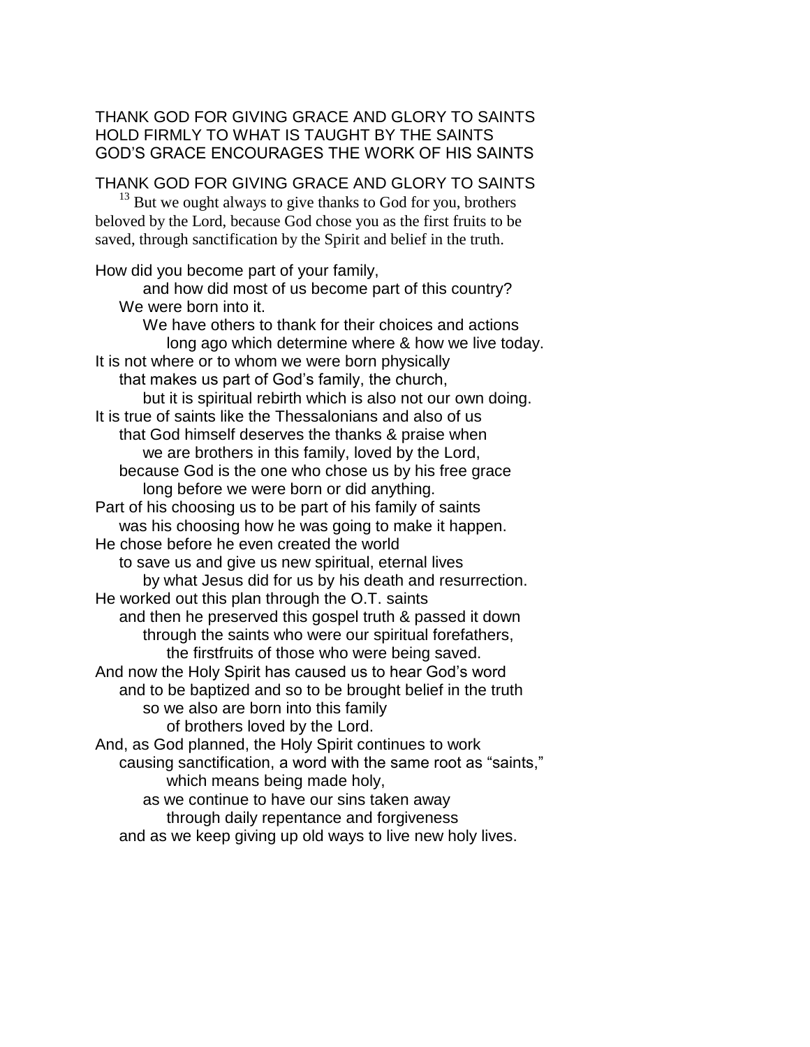THANK GOD FOR GIVING GRACE AND GLORY TO SAINTS
HOLD FIRMLY TO WHAT IS TAUGHT BY THE SAINTS
GOD'S GRACE ENCOURAGES THE WORK OF HIS SAINTS

## THANK GOD FOR GIVING GRACE AND GLORY TO SAINTS

[13] But we ought always to give thanks to God for you, brothers beloved by the Lord, because God chose you as the first fruits to be saved, through sanctification by the Spirit and belief in the truth.

How did you become part of your family,
and how did most of us become part of this country?
We were born into it.
We have others to thank for their choices and actions
long ago which determine where & how we live today.
It is not where or to whom we were born physically
that makes us part of God's family, the church,
but it is spiritual rebirth which is also not our own doing.
It is true of saints like the Thessalonians and also of us
that God himself deserves the thanks & praise when
we are brothers in this family, loved by the Lord,
because God is the one who chose us by his free grace
long before we were born or did anything.
Part of his choosing us to be part of his family of saints
was his choosing how he was going to make it happen.
He chose before he even created the world
to save us and give us new spiritual, eternal lives
by what Jesus did for us by his death and resurrection.
He worked out this plan through the O.T. saints
and then he preserved this gospel truth & passed it down
through the saints who were our spiritual forefathers,
the firstfruits of those who were being saved.
And now the Holy Spirit has caused us to hear God's word
and to be baptized and so to be brought belief in the truth
so we also are born into this family
of brothers loved by the Lord.
And, as God planned, the Holy Spirit continues to work
causing sanctification, a word with the same root as "saints,"
which means being made holy,
as we continue to have our sins taken away
through daily repentance and forgiveness
and as we keep giving up old ways to live new holy lives.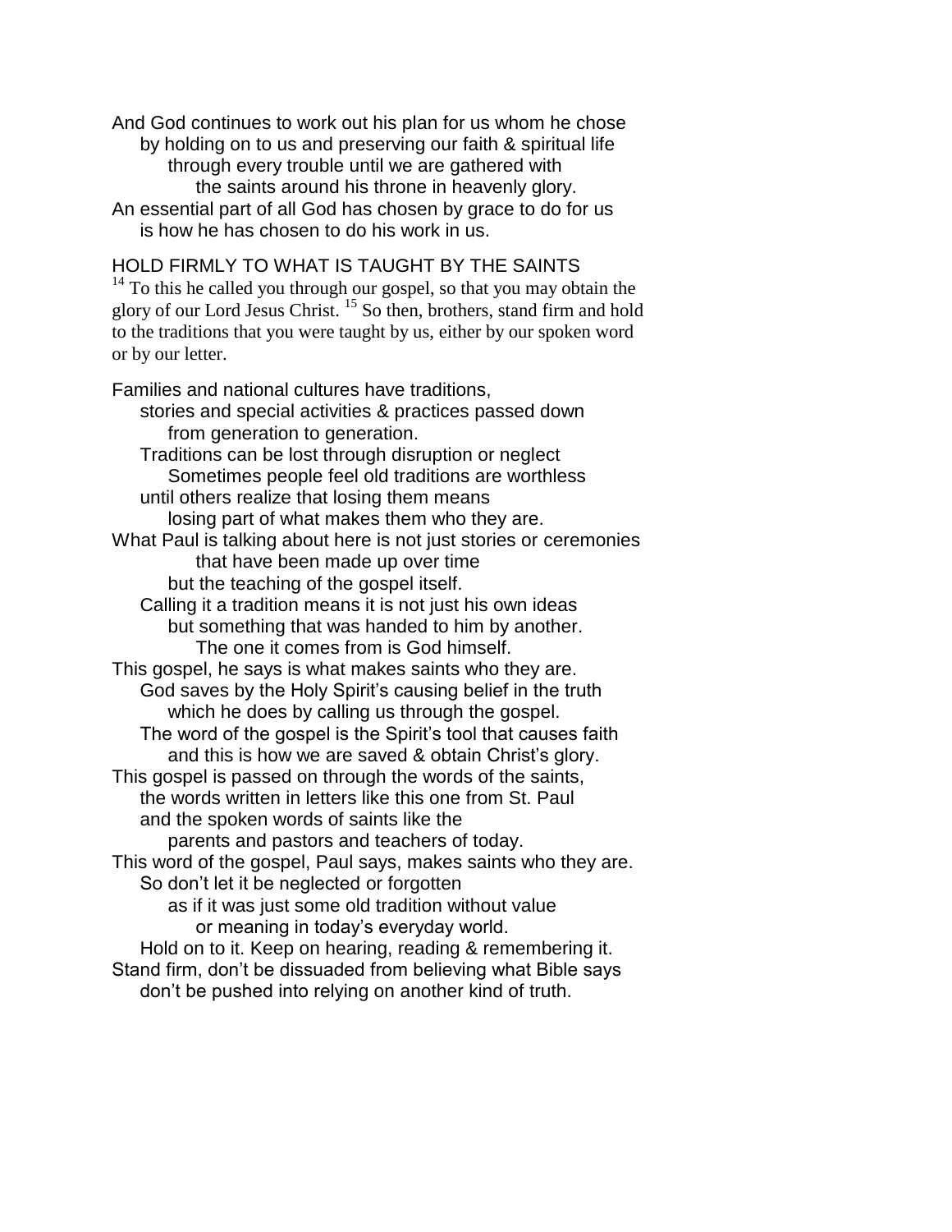And God continues to work out his plan for us whom he chose
by holding on to us and preserving our faith & spiritual life
through every trouble until we are gathered with
the saints around his throne in heavenly glory.
An essential part of all God has chosen by grace to do for us
is how he has chosen to do his work in us.

## HOLD FIRMLY TO WHAT IS TAUGHT BY THE SAINTS

[14] To this he called you through our gospel, so that you may obtain the glory of our Lord Jesus Christ. [15] So then, brothers, stand firm and hold to the traditions that you were taught by us, either by our spoken word or by our letter.

Families and national cultures have traditions,
stories and special activities & practices passed down
from generation to generation.
Traditions can be lost through disruption or neglect
Sometimes people feel old traditions are worthless
until others realize that losing them means
losing part of what makes them who they are.
What Paul is talking about here is not just stories or ceremonies
that have been made up over time
but the teaching of the gospel itself.
Calling it a tradition means it is not just his own ideas
but something that was handed to him by another.
The one it comes from is God himself.
This gospel, he says is what makes saints who they are.
God saves by the Holy Spirit's causing belief in the truth
which he does by calling us through the gospel.
The word of the gospel is the Spirit's tool that causes faith
and this is how we are saved & obtain Christ's glory.
This gospel is passed on through the words of the saints,
the words written in letters like this one from St. Paul
and the spoken words of saints like the
parents and pastors and teachers of today.
This word of the gospel, Paul says, makes saints who they are.
So don't let it be neglected or forgotten
as if it was just some old tradition without value
or meaning in today's everyday world.
Hold on to it. Keep on hearing, reading & remembering it.
Stand firm, don't be dissuaded from believing what Bible says
don't be pushed into relying on another kind of truth.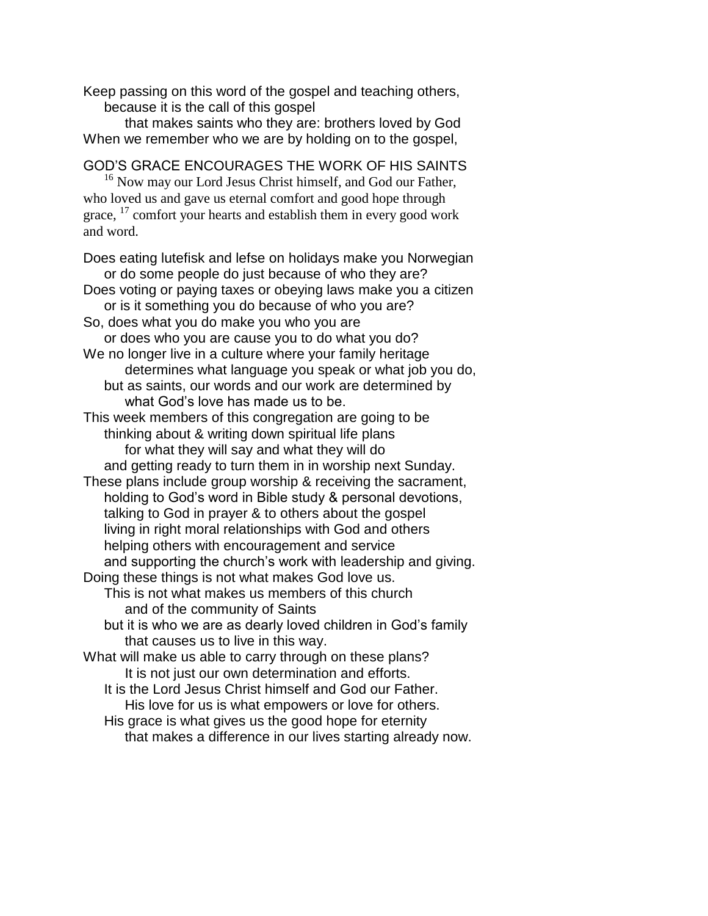Keep passing on this word of the gospel and teaching others,
because it is the call of this gospel
that makes saints who they are: brothers loved by God
When we remember who we are by holding on to the gospel,

GOD'S GRACE ENCOURAGES THE WORK OF HIS SAINTS

[16] Now may our Lord Jesus Christ himself, and God our Father, who loved us and gave us eternal comfort and good hope through grace, [17] comfort your hearts and establish them in every good work and word.

Does eating lutefisk and lefse on holidays make you Norwegian
or do some people do just because of who they are?
Does voting or paying taxes or obeying laws make you a citizen
or is it something you do because of who you are?
So, does what you do make you who you are
or does who you are cause you to do what you do?
We no longer live in a culture where your family heritage
determines what language you speak or what job you do,
but as saints, our words and our work are determined by
what God's love has made us to be.
This week members of this congregation are going to be
thinking about & writing down spiritual life plans
for what they will say and what they will do
and getting ready to turn them in in worship next Sunday.
These plans include group worship & receiving the sacrament,
holding to God's word in Bible study & personal devotions,
talking to God in prayer & to others about the gospel
living in right moral relationships with God and others
helping others with encouragement and service
and supporting the church's work with leadership and giving.
Doing these things is not what makes God love us.
This is not what makes us members of this church
and of the community of Saints
but it is who we are as dearly loved children in God's family
that causes us to live in this way.
What will make us able to carry through on these plans?
It is not just our own determination and efforts.
It is the Lord Jesus Christ himself and God our Father.
His love for us is what empowers or love for others.
His grace is what gives us the good hope for eternity
that makes a difference in our lives starting already now.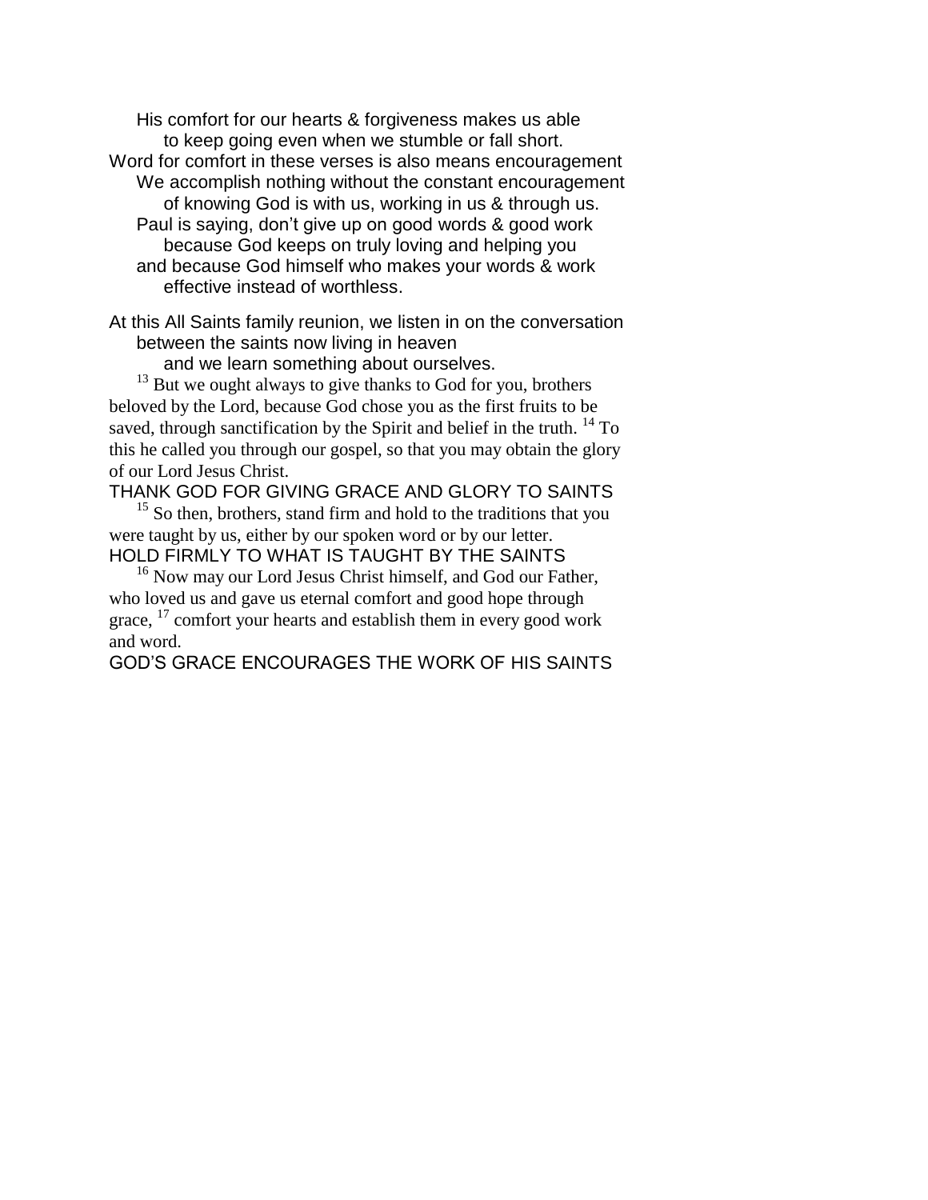His comfort for our hearts & forgiveness makes us able
to keep going even when we stumble or fall short.

Word for comfort in these verses is also means encouragement
We accomplish nothing without the constant encouragement
of knowing God is with us, working in us & through us.
Paul is saying, don't give up on good words & good work
because God keeps on truly loving and helping you
and because God himself who makes your words & work
effective instead of worthless.

At this All Saints family reunion, we listen in on the conversation
between the saints now living in heaven
and we learn something about ourselves.

[13] But we ought always to give thanks to God for you, brothers beloved by the Lord, because God chose you as the first fruits to be saved, through sanctification by the Spirit and belief in the truth. [14] To this he called you through our gospel, so that you may obtain the glory of our Lord Jesus Christ.

THANK GOD FOR GIVING GRACE AND GLORY TO SAINTS

[15] So then, brothers, stand firm and hold to the traditions that you were taught by us, either by our spoken word or by our letter.

HOLD FIRMLY TO WHAT IS TAUGHT BY THE SAINTS

[16] Now may our Lord Jesus Christ himself, and God our Father, who loved us and gave us eternal comfort and good hope through grace, [17] comfort your hearts and establish them in every good work and word.

GOD'S GRACE ENCOURAGES THE WORK OF HIS SAINTS